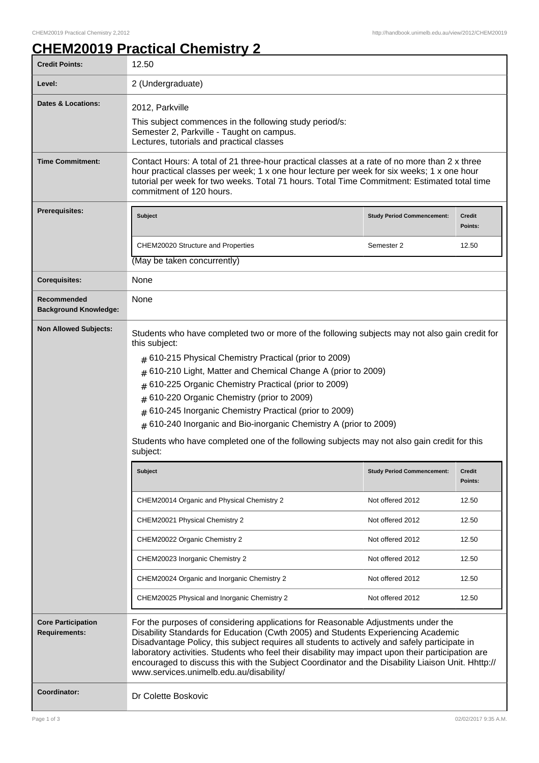# CHEM20019 Practical Chemistry 2

| | |
|---|---|
| **Credit Points:** | 12.50 |
| **Level:** | 2 (Undergraduate) |
| **Dates & Locations:** | 2012, Parkville<br>This subject commences in the following study period/s:<br>Semester 2, Parkville - Taught on campus.<br>Lectures, tutorials and practical classes |
| **Time Commitment:** | Contact Hours: A total of 21 three-hour practical classes at a rate of no more than 2 x three hour practical classes per week; 1 x one hour lecture per week for six weeks; 1 x one hour tutorial per week for two weeks. Total 71 hours. Total Time Commitment: Estimated total time commitment of 120 hours. |
| **Prerequisites:** | See table below |
| **Corequisites:** | None |
| **Recommended Background Knowledge:** | None |
| **Non Allowed Subjects:** | See below |
| **Core Participation Requirements:** | For the purposes of considering applications for Reasonable Adjustments under the Disability Standards for Education (Cwth 2005) and Students Experiencing Academic Disadvantage Policy, this subject requires all students to actively and safely participate in laboratory activities. Students who feel their disability may impact upon their participation are encouraged to discuss this with the Subject Coordinator and the Disability Liaison Unit. Hhttp://www.services.unimelb.edu.au/disability/ |
| **Coordinator:** | Dr Colette Boskovic |

**Prerequisites:**

| Subject | Study Period Commencement: | Credit Points: |
|---|---|---|
| CHEM20020 Structure and Properties | Semester 2 | 12.50 |

(May be taken concurrently)

**Non Allowed Subjects:**

Students who have completed two or more of the following subjects may not also gain credit for this subject:

- 610-215 Physical Chemistry Practical (prior to 2009)
- 610-210 Light, Matter and Chemical Change A (prior to 2009)
- 610-225 Organic Chemistry Practical (prior to 2009)
- 610-220 Organic Chemistry (prior to 2009)
- 610-245 Inorganic Chemistry Practical (prior to 2009)
- 610-240 Inorganic and Bio-inorganic Chemistry A (prior to 2009)

Students who have completed one of the following subjects may not also gain credit for this subject:

| Subject | Study Period Commencement: | Credit Points: |
|---|---|---|
| CHEM20014 Organic and Physical Chemistry 2 | Not offered 2012 | 12.50 |
| CHEM20021 Physical Chemistry 2 | Not offered 2012 | 12.50 |
| CHEM20022 Organic Chemistry 2 | Not offered 2012 | 12.50 |
| CHEM20023 Inorganic Chemistry 2 | Not offered 2012 | 12.50 |
| CHEM20024 Organic and Inorganic Chemistry 2 | Not offered 2012 | 12.50 |
| CHEM20025 Physical and Inorganic Chemistry 2 | Not offered 2012 | 12.50 |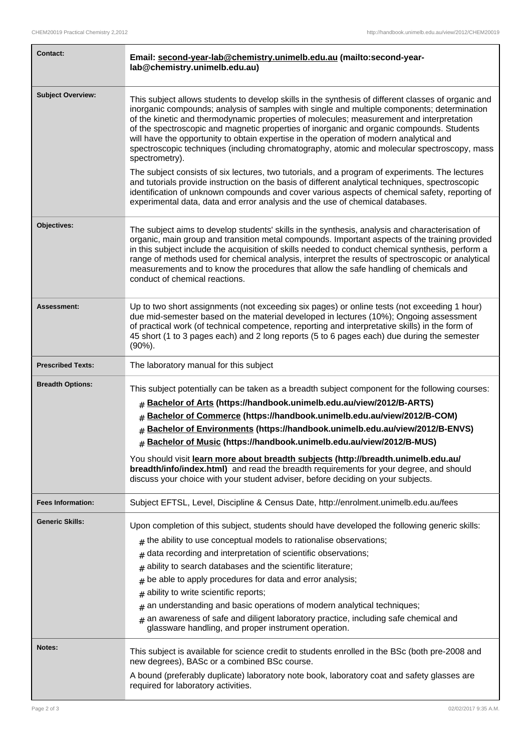| | |
|---|---|
| **Contact:** | **Email: second-year-lab@chemistry.unimelb.edu.au (mailto:second-year-lab@chemistry.unimelb.edu.au)** |
| **Subject Overview:** | This subject allows students to develop skills in the synthesis of different classes of organic and inorganic compounds; analysis of samples with single and multiple components; determination of the kinetic and thermodynamic properties of molecules; measurement and interpretation of the spectroscopic and magnetic properties of inorganic and organic compounds. Students will have the opportunity to obtain expertise in the operation of modern analytical and spectroscopic techniques (including chromatography, atomic and molecular spectroscopy, mass spectrometry).<br><br>The subject consists of six lectures, two tutorials, and a program of experiments. The lectures and tutorials provide instruction on the basis of different analytical techniques, spectroscopic identification of unknown compounds and cover various aspects of chemical safety, reporting of experimental data, data and error analysis and the use of chemical databases. |
| **Objectives:** | The subject aims to develop students' skills in the synthesis, analysis and characterisation of organic, main group and transition metal compounds. Important aspects of the training provided in this subject include the acquisition of skills needed to conduct chemical synthesis, perform a range of methods used for chemical analysis, interpret the results of spectroscopic or analytical measurements and to know the procedures that allow the safe handling of chemicals and conduct of chemical reactions. |
| **Assessment:** | Up to two short assignments (not exceeding six pages) or online tests (not exceeding 1 hour) due mid-semester based on the material developed in lectures (10%); Ongoing assessment of practical work (of technical competence, reporting and interpretative skills) in the form of 45 short (1 to 3 pages each) and 2 long reports (5 to 6 pages each) due during the semester (90%). |
| **Prescribed Texts:** | The laboratory manual for this subject |
| **Breadth Options:** | This subject potentially can be taken as a breadth subject component for the following courses:<br># **Bachelor of Arts (https://handbook.unimelb.edu.au/view/2012/B-ARTS)**<br># **Bachelor of Commerce (https://handbook.unimelb.edu.au/view/2012/B-COM)**<br># **Bachelor of Environments (https://handbook.unimelb.edu.au/view/2012/B-ENVS)**<br># **Bachelor of Music (https://handbook.unimelb.edu.au/view/2012/B-MUS)**<br><br>You should visit **learn more about breadth subjects (http://breadth.unimelb.edu.au/breadth/info/index.html)** and read the breadth requirements for your degree, and should discuss your choice with your student adviser, before deciding on your subjects. |
| **Fees Information:** | Subject EFTSL, Level, Discipline & Census Date, http://enrolment.unimelb.edu.au/fees |
| **Generic Skills:** | Upon completion of this subject, students should have developed the following generic skills:<br># the ability to use conceptual models to rationalise observations;<br># data recording and interpretation of scientific observations;<br># ability to search databases and the scientific literature;<br># be able to apply procedures for data and error analysis;<br># ability to write scientific reports;<br># an understanding and basic operations of modern analytical techniques;<br># an awareness of safe and diligent laboratory practice, including safe chemical and glassware handling, and proper instrument operation. |
| **Notes:** | This subject is available for science credit to students enrolled in the BSc (both pre-2008 and new degrees), BASc or a combined BSc course.<br><br>A bound (preferably duplicate) laboratory note book, laboratory coat and safety glasses are required for laboratory activities. |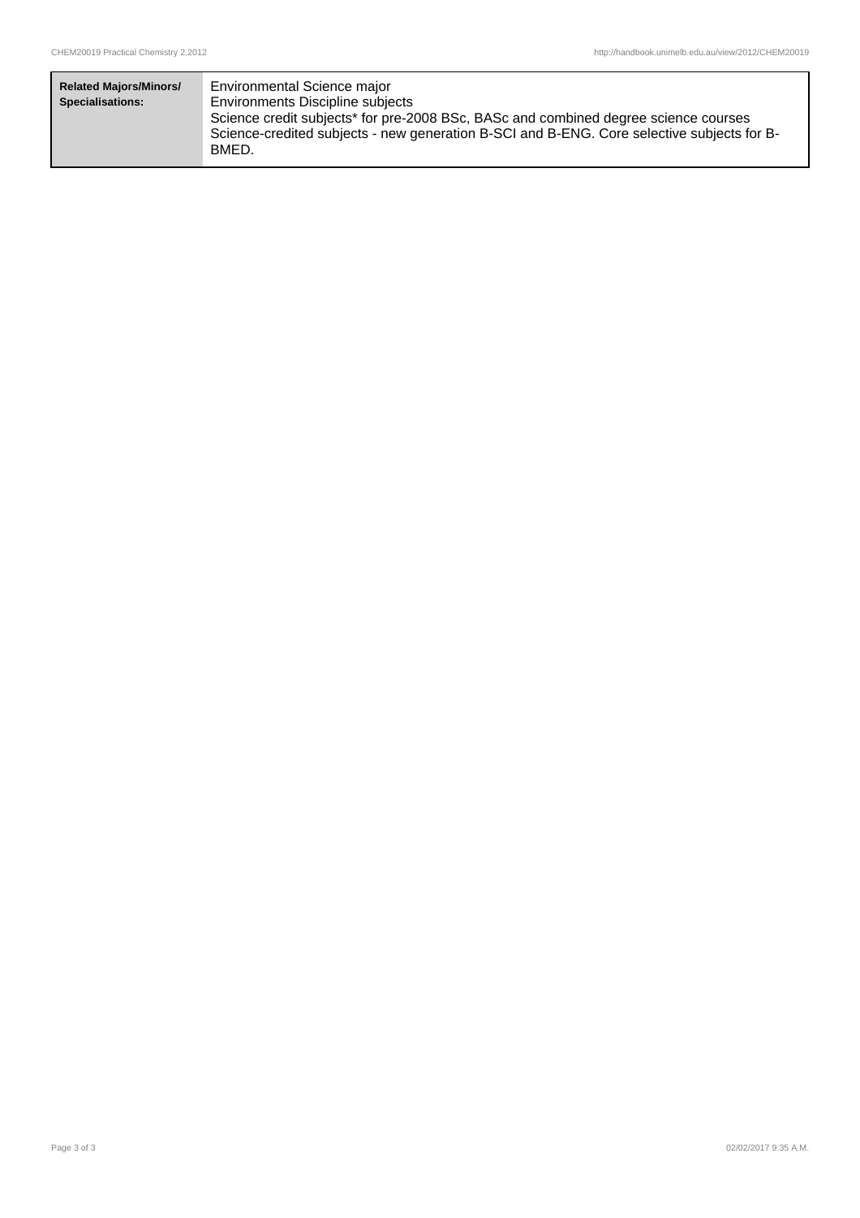| | |
|---|---|
| **Related Majors/Minors/ Specialisations:** | Environmental Science major<br>Environments Discipline subjects<br>Science credit subjects* for pre-2008 BSc, BASc and combined degree science courses<br>Science-credited subjects - new generation B-SCI and B-ENG. Core selective subjects for B-BMED. |